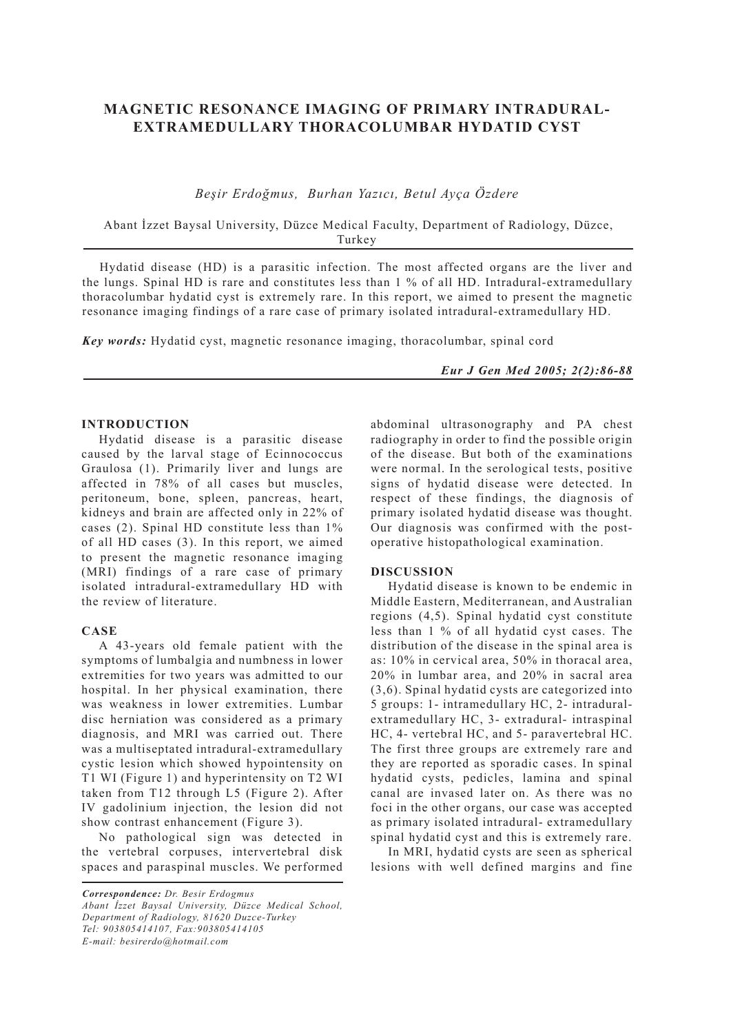# MAGNETIC RESONANCE IMAGING OF PRIMARY INTRADURAL-EXTRAMEDULLARY THORACOLUMBAR HYDATID CYST

*Beşir Erdoğmus, Burhan Yazıcı, Betul Ayça Özdere*

Abant İzzet Baysal University, Düzce Medical Faculty, Department of Radiology, Düzce, Turkey

Hydatid disease (HD) is a parasitic infection. The most affected organs are the liver and the lungs. Spinal HD is rare and constitutes less than 1 % of all HD. Intradural-extramedullary thoracolumbar hydatid cyst is extremely rare. In this report, we aimed to present the magnetic resonance imaging findings of a rare case of primary isolated intradural-extramedullary HD.

***Key words:*** Hydatid cyst, magnetic resonance imaging, thoracolumbar, spinal cord

***Eur J Gen Med 2005; 2(2):86-88***

## INTRODUCTION

Hydatid disease is a parasitic disease caused by the larval stage of Ecinnococcus Graulosa (1). Primarily liver and lungs are affected in 78% of all cases but muscles, peritoneum, bone, spleen, pancreas, heart, kidneys and brain are affected only in 22% of cases (2). Spinal HD constitute less than 1% of all HD cases (3). In this report, we aimed to present the magnetic resonance imaging (MRI) findings of a rare case of primary isolated intradural-extramedullary HD with the review of literature.

## CASE

A 43-years old female patient with the symptoms of lumbalgia and numbness in lower extremities for two years was admitted to our hospital. In her physical examination, there was weakness in lower extremities. Lumbar disc herniation was considered as a primary diagnosis, and MRI was carried out. There was a multiseptated intradural-extramedullary cystic lesion which showed hypointensity on T1 WI (Figure 1) and hyperintensity on T2 WI taken from T12 through L5 (Figure 2). After IV gadolinium injection, the lesion did not show contrast enhancement (Figure 3).

No pathological sign was detected in the vertebral corpuses, intervertebral disk spaces and paraspinal muscles. We performed abdominal ultrasonography and PA chest radiography in order to find the possible origin of the disease. But both of the examinations were normal. In the serological tests, positive signs of hydatid disease were detected. In respect of these findings, the diagnosis of primary isolated hydatid disease was thought. Our diagnosis was confirmed with the post-operative histopathological examination.

## DISCUSSION

Hydatid disease is known to be endemic in Middle Eastern, Mediterranean, and Australian regions (4,5). Spinal hydatid cyst constitute less than 1 % of all hydatid cyst cases. The distribution of the disease in the spinal area is as: 10% in cervical area, 50% in thoracal area, 20% in lumbar area, and 20% in sacral area (3,6). Spinal hydatid cysts are categorized into 5 groups: 1- intramedullary HC, 2- intradural-extramedullary HC, 3- extradural- intraspinal HC, 4- vertebral HC, and 5- paravertebral HC. The first three groups are extremely rare and they are reported as sporadic cases. In spinal hydatid cysts, pedicles, lamina and spinal canal are invased later on. As there was no foci in the other organs, our case was accepted as primary isolated intradural- extramedullary spinal hydatid cyst and this is extremely rare.

In MRI, hydatid cysts are seen as spherical lesions with well defined margins and fine

*Correspondence: Dr. Besir Erdogmus*
*Abant İzzet Baysal University, Düzce Medical School, Department of Radiology, 81620 Duzce-Turkey*
*Tel: 903805414107, Fax:903805414105*
*E-mail: besirerdo@hotmail.com*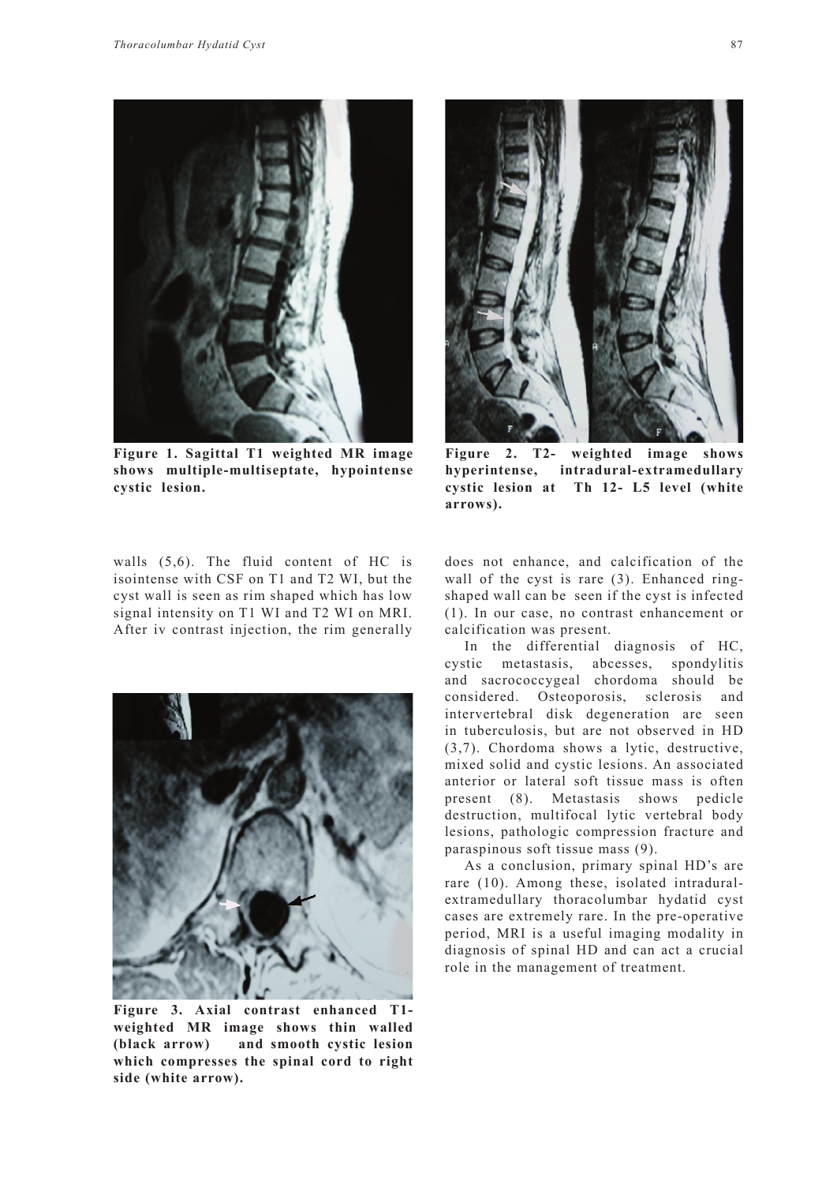**Figure 1. Sagittal T1 weighted MR image shows multiple-multiseptate, hypointense cystic lesion.**

**Figure 2. T2- weighted image shows hyperintense, intradural-extramedullary cystic lesion at Th 12- L5 level (white arrows).**

walls (5,6). The fluid content of HC is isointense with CSF on T1 and T2 WI, but the cyst wall is seen as rim shaped which has low signal intensity on T1 WI and T2 WI on MRI. After iv contrast injection, the rim generally does not enhance, and calcification of the wall of the cyst is rare (3). Enhanced ring-shaped wall can be seen if the cyst is infected (1). In our case, no contrast enhancement or calcification was present.

In the differential diagnosis of HC, cystic metastasis, abcesses, spondylitis and sacrococcygeal chordoma should be considered. Osteoporosis, sclerosis and intervertebral disk degeneration are seen in tuberculosis, but are not observed in HD (3,7). Chordoma shows a lytic, destructive, mixed solid and cystic lesions. An associated anterior or lateral soft tissue mass is often present (8). Metastasis shows pedicle destruction, multifocal lytic vertebral body lesions, pathologic compression fracture and paraspinous soft tissue mass (9).

As a conclusion, primary spinal HD's are rare (10). Among these, isolated intradural-extramedullary thoracolumbar hydatid cyst cases are extremely rare. In the pre-operative period, MRI is a useful imaging modality in diagnosis of spinal HD and can act a crucial role in the management of treatment.

**Figure 3. Axial contrast enhanced T1-weighted MR image shows thin walled (black arrow) and smooth cystic lesion which compresses the spinal cord to right side (white arrow).**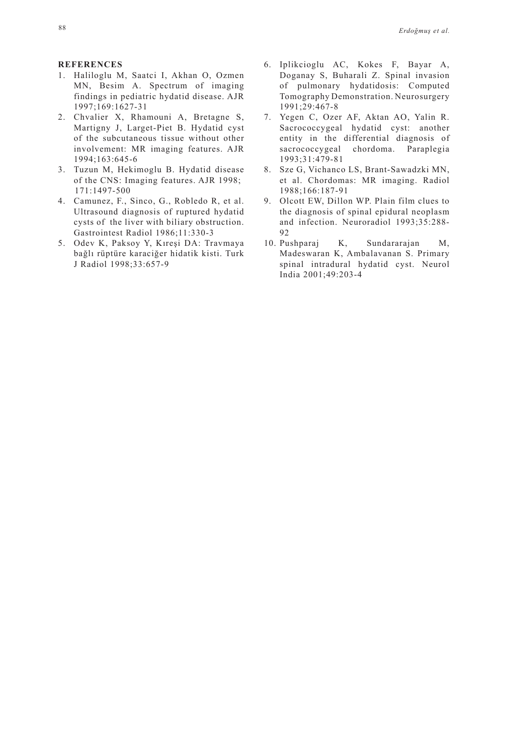**REFERENCES**

1. Haliloglu M, Saatci I, Akhan O, Ozmen MN, Besim A. Spectrum of imaging findings in pediatric hydatid disease. AJR 1997;169:1627-31
2. Chvalier X, Rhamouni A, Bretagne S, Martigny J, Larget-Piet B. Hydatid cyst of the subcutaneous tissue without other involvement: MR imaging features. AJR 1994;163:645-6
3. Tuzun M, Hekimoglu B. Hydatid disease of the CNS: Imaging features. AJR 1998; 171:1497-500
4. Camunez, F., Sinco, G., Robledo R, et al. Ultrasound diagnosis of ruptured hydatid cysts of the liver with biliary obstruction. Gastrointest Radiol 1986;11:330-3
5. Odev K, Paksoy Y, Kıreşi DA: Travmaya bağlı rüptüre karaciğer hidatik kisti. Turk J Radiol 1998;33:657-9
6. Iplikcioglu AC, Kokes F, Bayar A, Doganay S, Buharali Z. Spinal invasion of pulmonary hydatidosis: Computed Tomography Demonstration. Neurosurgery 1991;29:467-8
7. Yegen C, Ozer AF, Aktan AO, Yalin R. Sacrococcygeal hydatid cyst: another entity in the differential diagnosis of sacrococcygeal chordoma. Paraplegia 1993;31:479-81
8. Sze G, Vichanco LS, Brant-Sawadzki MN, et al. Chordomas: MR imaging. Radiol 1988;166:187-91
9. Olcott EW, Dillon WP. Plain film clues to the diagnosis of spinal epidural neoplasm and infection. Neuroradiol 1993;35:288-92
10. Pushparaj K, Sundararajan M, Madeswaran K, Ambalavanan S. Primary spinal intradural hydatid cyst. Neurol India 2001;49:203-4